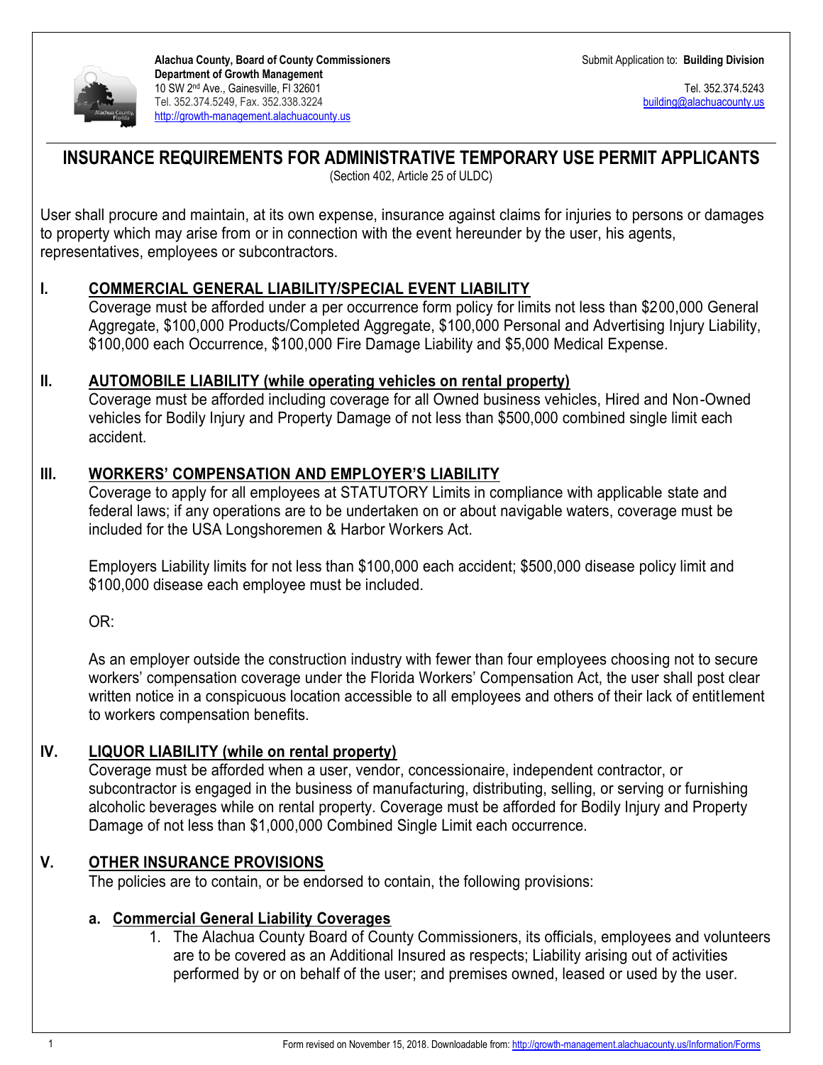**Alachua County, Board of County Commissioners**
**Department of Growth Management**
10 SW 2nd Ave., Gainesville, Fl 32601
Tel. 352.374.5249, Fax. 352.338.3224
http://growth-management.alachuacounty.us

Submit Application to: **Building Division**

Tel. 352.374.5243
building@alachuacounty.us

# INSURANCE REQUIREMENTS FOR ADMINISTRATIVE TEMPORARY USE PERMIT APPLICANTS

(Section 402, Article 25 of ULDC)

User shall procure and maintain, at its own expense, insurance against claims for injuries to persons or damages to property which may arise from or in connection with the event hereunder by the user, his agents, representatives, employees or subcontractors.

## I. COMMERCIAL GENERAL LIABILITY/SPECIAL EVENT LIABILITY

Coverage must be afforded under a per occurrence form policy for limits not less than $200,000 General Aggregate, $100,000 Products/Completed Aggregate, $100,000 Personal and Advertising Injury Liability, $100,000 each Occurrence, $100,000 Fire Damage Liability and $5,000 Medical Expense.

## II. AUTOMOBILE LIABILITY (while operating vehicles on rental property)

Coverage must be afforded including coverage for all Owned business vehicles, Hired and Non-Owned vehicles for Bodily Injury and Property Damage of not less than $500,000 combined single limit each accident.

## III. WORKERS' COMPENSATION AND EMPLOYER'S LIABILITY

Coverage to apply for all employees at STATUTORY Limits in compliance with applicable state and federal laws; if any operations are to be undertaken on or about navigable waters, coverage must be included for the USA Longshoremen & Harbor Workers Act.

Employers Liability limits for not less than $100,000 each accident; $500,000 disease policy limit and $100,000 disease each employee must be included.

OR:

As an employer outside the construction industry with fewer than four employees choosing not to secure workers' compensation coverage under the Florida Workers' Compensation Act, the user shall post clear written notice in a conspicuous location accessible to all employees and others of their lack of entitlement to workers compensation benefits.

## IV. LIQUOR LIABILITY (while on rental property)

Coverage must be afforded when a user, vendor, concessionaire, independent contractor, or subcontractor is engaged in the business of manufacturing, distributing, selling, or serving or furnishing alcoholic beverages while on rental property. Coverage must be afforded for Bodily Injury and Property Damage of not less than $1,000,000 Combined Single Limit each occurrence.

## V. OTHER INSURANCE PROVISIONS

The policies are to contain, or be endorsed to contain, the following provisions:

### a. Commercial General Liability Coverages

1. The Alachua County Board of County Commissioners, its officials, employees and volunteers are to be covered as an Additional Insured as respects; Liability arising out of activities performed by or on behalf of the user; and premises owned, leased or used by the user.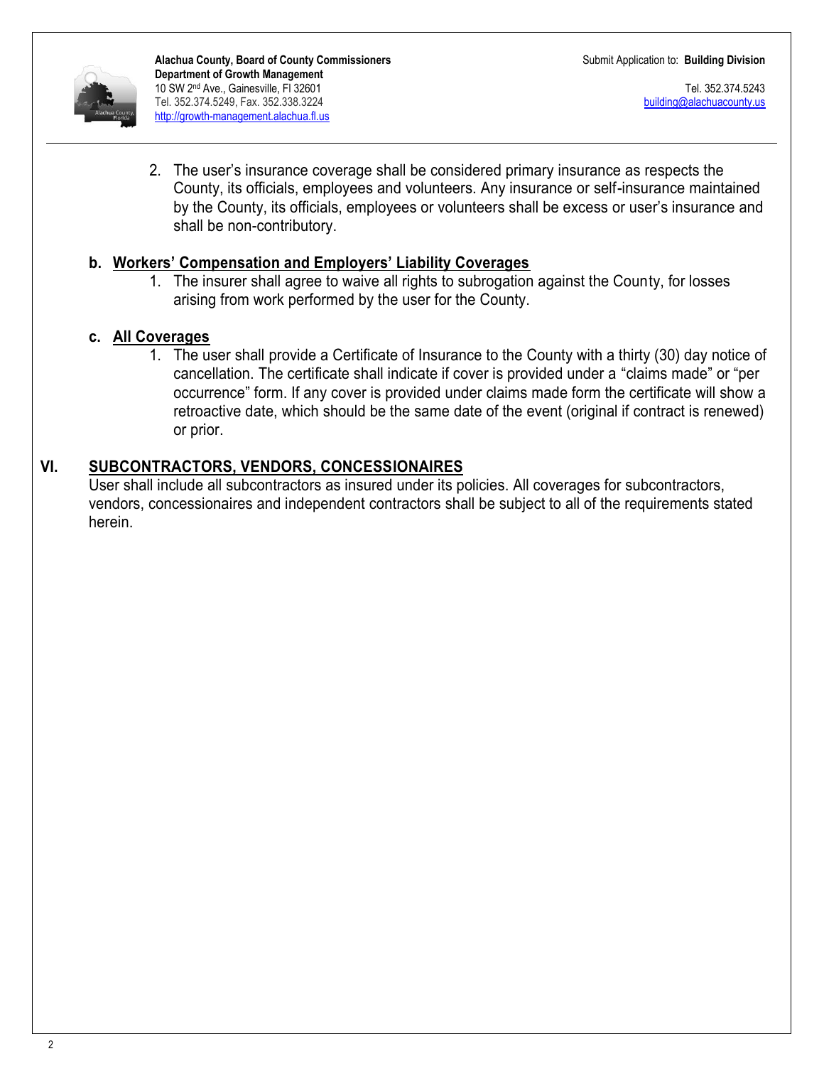2. The user's insurance coverage shall be considered primary insurance as respects the County, its officials, employees and volunteers. Any insurance or self-insurance maintained by the County, its officials, employees or volunteers shall be excess or user's insurance and shall be non-contributory.

**b. Workers' Compensation and Employers' Liability Coverages**

1. The insurer shall agree to waive all rights to subrogation against the County, for losses arising from work performed by the user for the County.

**c. All Coverages**

1. The user shall provide a Certificate of Insurance to the County with a thirty (30) day notice of cancellation. The certificate shall indicate if cover is provided under a "claims made" or "per occurrence" form. If any cover is provided under claims made form the certificate will show a retroactive date, which should be the same date of the event (original if contract is renewed) or prior.

## VI. SUBCONTRACTORS, VENDORS, CONCESSIONAIRES

User shall include all subcontractors as insured under its policies. All coverages for subcontractors, vendors, concessionaires and independent contractors shall be subject to all of the requirements stated herein.